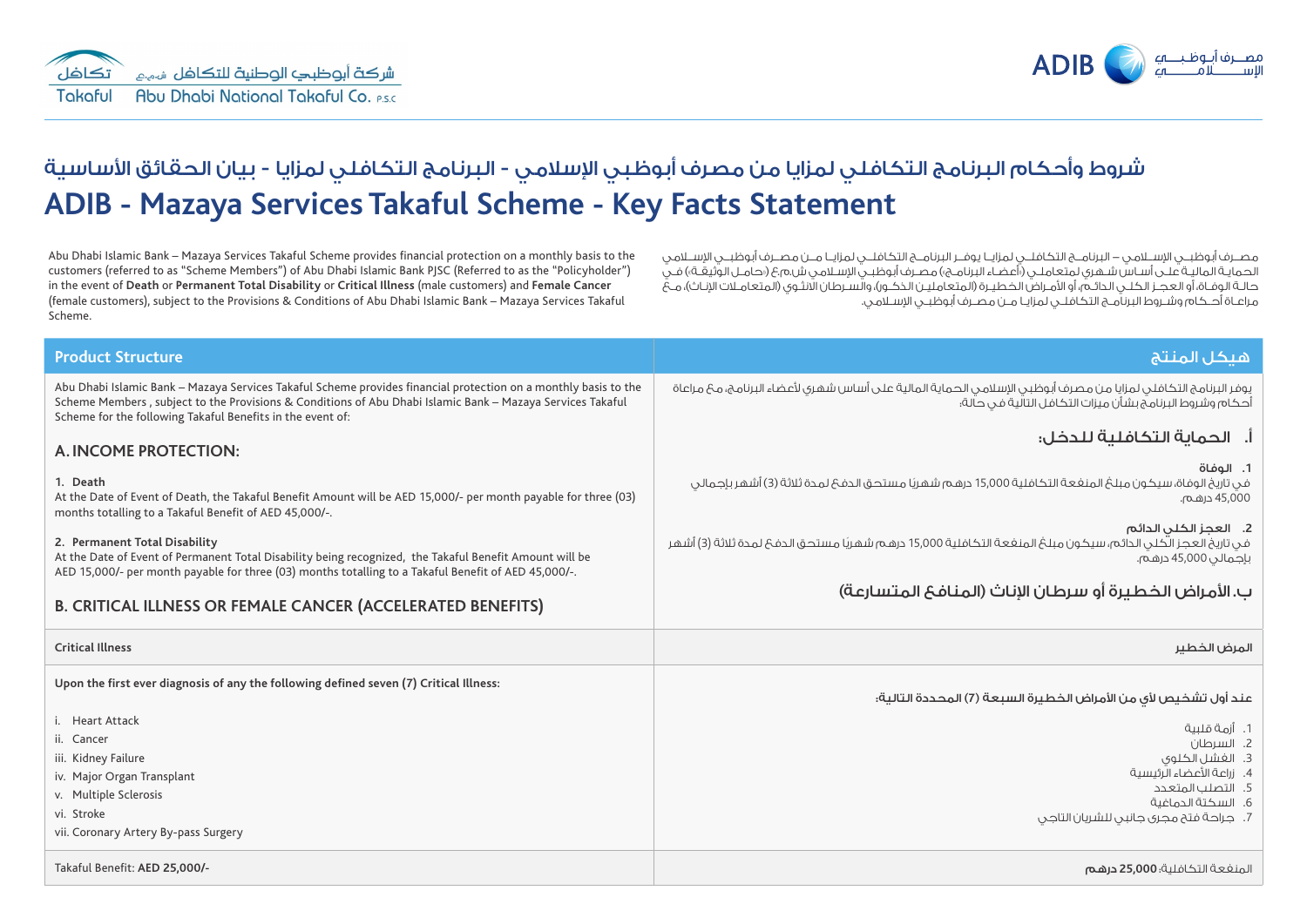Takaful تكافل ش.م.ع شركة أبوظبي الوطنية للتكافل Abu Dhabi National Takaful Co. P.S.C

ADIB مصرف أبوظبي الإسلامي

# شروط وأحكام البرنامج التكافلي لمزايا من مصرف أبوظبي الإسلامي - البرنامج التكافلي لمزايا - بيان الحقائق الأساسية

# ADIB - Mazaya Services Takaful Scheme - Key Facts Statement

Abu Dhabi Islamic Bank – Mazaya Services Takaful Scheme provides financial protection on a monthly basis to the customers (referred to as "Scheme Members") of Abu Dhabi Islamic Bank PJSC (Referred to as the "Policyholder") in the event of **Death** or **Permanent Total Disability** or **Critical Illness** (male customers) and **Female Cancer** (female customers), subject to the Provisions & Conditions of Abu Dhabi Islamic Bank – Mazaya Services Takaful Scheme.

مصرف أبوظبي الإسلامي – البرنامج التكافلي لمزايا يوفر البرنامج التكافلي لمزايا من مصرف أبوظبي الإسلامي الحماية المالية على أساس شهري لمتعاملي («أعضاء البرنامج») مصرف أبوظبي الإسلامي ش.م.ع («حامل الوثيقة») في حالة الوفاة، أو العجز الكلي الدائم، أو الأمراض الخطيرة (المتعاملين الذكور)، والسرطان الانثوي (المتعاملات الإناث)، مع مراعاة أحكام وشروط البرنامج التكافلي لمزايا من مصرف أبوظبي الإسلامي.

| Product Structure | هيكل المنتج |
|---|---|
| Abu Dhabi Islamic Bank – Mazaya Services Takaful Scheme provides financial protection on a monthly basis to the Scheme Members , subject to the Provisions & Conditions of Abu Dhabi Islamic Bank – Mazaya Services Takaful Scheme for the following Takaful Benefits in the event of:<br><br>**A. INCOME PROTECTION:**<br><br>**1. Death**<br>At the Date of Event of Death, the Takaful Benefit Amount will be AED 15,000/- per month payable for three (03) months totalling to a Takaful Benefit of AED 45,000/-.<br><br>**2. Permanent Total Disability**<br>At the Date of Event of Permanent Total Disability being recognized, the Takaful Benefit Amount will be AED 15,000/- per month payable for three (03) months totalling to a Takaful Benefit of AED 45,000/-.<br><br>**B. CRITICAL ILLNESS OR FEMALE CANCER (ACCELERATED BENEFITS)** | يوفر البرنامج التكافلي لمزايا من مصرف أبوظبي الإسلامي الحماية المالية على أساس شهري لأعضاء البرنامج، مع مراعاة أحكام وشروط البرنامج بشأن ميزات التكافل التالية في حالة:<br><br>**أ. الحماية التكافلية للدخل:**<br><br>**1. الوفاة**<br>في تاريخ الوفاة، سيكون مبلغ المنفعة التكافلية 15,000 درهم شهريًا مستحق الدفع لمدة ثلاثة (3) أشهر بإجمالي 45,000 درهم.<br><br>**2. العجز الكلي الدائم**<br>في تاريخ العجز الكلي الدائم، سيكون مبلغ المنفعة التكافلية 15,000 درهم شهريًا مستحق الدفع لمدة ثلاثة (3) أشهر بإجمالي 45,000 درهم.<br><br>**ب. الأمراض الخطيرة أو سرطان الإناث (المنافع المتسارعة)** |
| **Critical Illness** | **المرض الخطير** |
| **Upon the first ever diagnosis of any the following defined seven (7) Critical Illness:**<br><br>i. Heart Attack<br>ii. Cancer<br>iii. Kidney Failure<br>iv. Major Organ Transplant<br>v. Multiple Sclerosis<br>vi. Stroke<br>vii. Coronary Artery By-pass Surgery | **عند أول تشخيص لأي من الأمراض الخطيرة السبعة (7) المحددة التالية:**<br><br>1. أزمة قلبية<br>2. السرطان<br>3. الفشل الكلوي<br>4. زراعة الأعضاء الرئيسية<br>5. التصلب المتعدد<br>6. السكتة الدماغية<br>7. جراحة فتح مجرى جانبي للشريان التاجي |
| Takaful Benefit: **AED 25,000/-** | المنفعة التكافلية: **25,000 درهم** |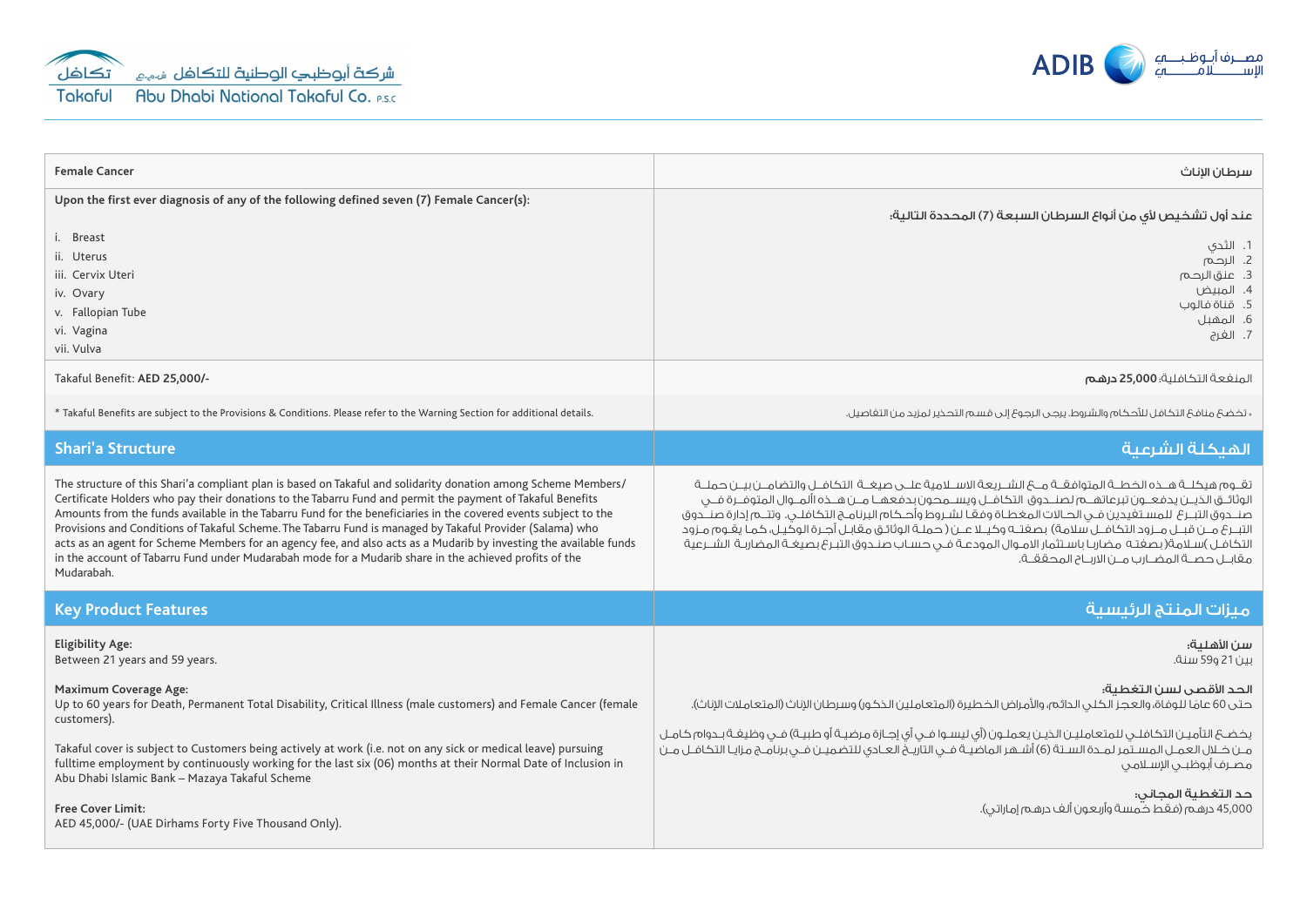| Female Cancer | سرطان الإناث |
|---|---|
| Upon the first ever diagnosis of any of the following defined seven (7) Female Cancer(s):<br><br>i. Breast<br>ii. Uterus<br>iii. Cervix Uteri<br>iv. Ovary<br>v. Fallopian Tube<br>vi. Vagina<br>vii. Vulva | عند أول تشخيص لأي من أنواع السرطان السبعة (7) المحددة التالية:<br><br>1. الثدي<br>2. الرحم<br>3. عنق الرحم<br>4. المبيض<br>5. قناة فالوب<br>6. المهبل<br>7. الفرج |
| Takaful Benefit: **AED 25,000/-** | المنفعة التكافلية: **25,000 درهم** |
| * Takaful Benefits are subject to the Provisions & Conditions. Please refer to the Warning Section for additional details. | * تخضع منافع التكافل للأحكام والشروط. يرجى الرجوع إلى قسم التحذير لمزيد من التفاصيل. |

## Shari'a Structure

## الهيكلة الشرعية

The structure of this Shari'a compliant plan is based on Takaful and solidarity donation among Scheme Members/ Certificate Holders who pay their donations to the Tabarru Fund and permit the payment of Takaful Benefits Amounts from the funds available in the Tabarru Fund for the beneficiaries in the covered events subject to the Provisions and Conditions of Takaful Scheme. The Tabarru Fund is managed by Takaful Provider (Salama) who acts as an agent for Scheme Members for an agency fee, and also acts as a Mudarib by investing the available funds in the account of Tabarru Fund under Mudarabah mode for a Mudarib share in the achieved profits of the Mudarabah.

تقوم هيكلة هذه الخطة المتوافقة مع الشريعة الاسلامية على صيغة التكافل والتضامن بين حملة الوثائق الذين يدفعون تبرعاتهم لصندوق التكافل ويسمحون بدفعها من هذه الأموال المتوفرة في صندوق التبرع للمستفيدين في الحالات المغطاة وفقا لشروط وأحكام البرنامج التكافلي. وتتم إدارة صندوق التبرع من قبل مزود التكافل سلامة) بصفته وكيلا عن ( حملة الوثائق مقابل أجرة الوكيل، كما يقوم مزود التكافل )سلامة(بصفته مضاربا باستثمار الاموال المودعة في حساب صندوق التبرع بصيغة المضاربة الشرعية مقابل حصة المضارب من الارباح المحققة.

## Key Product Features

## ميزات المنتج الرئيسية

**Eligibility Age:**
Between 21 years and 59 years.

**Maximum Coverage Age:**
Up to 60 years for Death, Permanent Total Disability, Critical Illness (male customers) and Female Cancer (female customers).

Takaful cover is subject to Customers being actively at work (i.e. not on any sick or medical leave) pursuing fulltime employment by continuously working for the last six (06) months at their Normal Date of Inclusion in Abu Dhabi Islamic Bank – Mazaya Takaful Scheme

**Free Cover Limit:**
AED 45,000/- (UAE Dirhams Forty Five Thousand Only).

**سن الأهلية:**
بين 21 و59 سنة.

**الحد الأقصى لسن التغطية:**
حتى 60 عاما للوفاة، والعجز الكلي الدائم، والأمراض الخطيرة (المتعاملين الذكور) وسرطان الإناث (المتعاملات الإناث).

يخضع التأمين التكافلي للمتعاملين الذين يعملون (أي ليسوا في أي إجازة مرضية أو طبية) في وظيفة بدوام كامل من خلال العمل المستمر لمدة الستة (6) أشهر الماضية في التاريخ العادي للتضمين في برنامج مزايا التكافل من مصرف أبوظبي الإسلامي

**حد التغطية المجاني:**
45,000 درهم (فقط خمسة وأربعون ألف درهم إماراتي).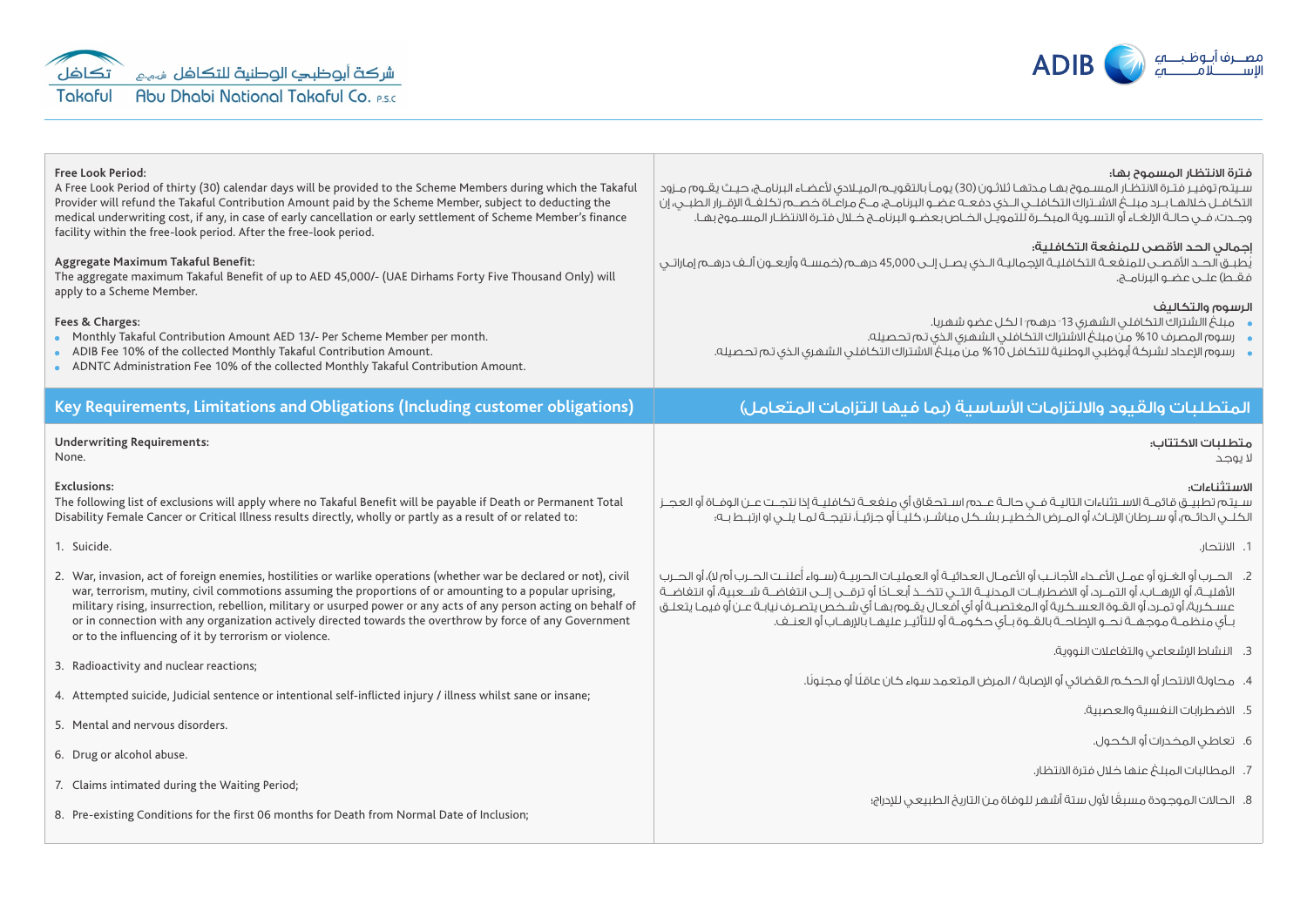**Free Look Period:**
A Free Look Period of thirty (30) calendar days will be provided to the Scheme Members during which the Takaful Provider will refund the Takaful Contribution Amount paid by the Scheme Member, subject to deducting the medical underwriting cost, if any, in case of early cancellation or early settlement of Scheme Member's finance facility within the free-look period. After the free-look period.

**فترة الانتظار المسموح بها:**
سيتم توفير فترة الانتظار المسموح بها مدتها ثلاثون (30) يوماً بالتقويم الميلادي لأعضاء البرنامج، حيث يقوم مزود التكافل خلالها برد مبلغ الاشتراك التكافلي الذي دفعه عضو البرنامج، مع مراعاة خصم تكلفة الإقرار الطبي، إن وجدت، في حالة الإلغاء أو التسوية المبكرة للتمويل الخاص بعضو البرنامج خلال فترة الانتظار المسموح بها.

**Aggregate Maximum Takaful Benefit:**
The aggregate maximum Takaful Benefit of up to AED 45,000/- (UAE Dirhams Forty Five Thousand Only) will apply to a Scheme Member.

**إجمالي الحد الأقصى للمنفعة التكافلية:**
يُطبق الحد الأقصى للمنفعة التكافلية الإجمالية الذي يصل إلى 45,000 درهم (خمسة وأربعون ألف درهم إماراتي فقط) على عضو البرنامج.

**Fees & Charges:**
- Monthly Takaful Contribution Amount AED 13/- Per Scheme Member per month.
- ADIB Fee 10% of the collected Monthly Takaful Contribution Amount.
- ADNTC Administration Fee 10% of the collected Monthly Takaful Contribution Amount.

**الرسوم والتكاليف**
- مبلغ الاشتراك التكافلي الشهري 13 درهم/ لكل عضو شهريا.
- رسوم المصرف 10% من مبلغ الاشتراك التكافلي الشهري الذي تم تحصيله.
- رسوم الإعداد لشركة أبوظبي الوطنية للتكافل 10% من مبلغ الاشتراك التكافلي الشهري الذي تم تحصيله.

## Key Requirements, Limitations and Obligations (Including customer obligations)

## المتطلبات والقيود والالتزامات الأساسية (بما فيها التزامات المتعامل)

**Underwriting Requirements:**
None.

**متطلبات الاكتتاب:**
لا يوجد

**Exclusions:**
The following list of exclusions will apply where no Takaful Benefit will be payable if Death or Permanent Total Disability Female Cancer or Critical Illness results directly, wholly or partly as a result of or related to:

1. Suicide.
2. War, invasion, act of foreign enemies, hostilities or warlike operations (whether war be declared or not), civil war, terrorism, mutiny, civil commotions assuming the proportions of or amounting to a popular uprising, military rising, insurrection, rebellion, military or usurped power or any acts of any person acting on behalf of or in connection with any organization actively directed towards the overthrow by force of any Government or to the influencing of it by terrorism or violence.
3. Radioactivity and nuclear reactions;
4. Attempted suicide, Judicial sentence or intentional self-inflicted injury / illness whilst sane or insane;
5. Mental and nervous disorders.
6. Drug or alcohol abuse.
7. Claims intimated during the Waiting Period;
8. Pre-existing Conditions for the first 06 months for Death from Normal Date of Inclusion;

**الاستثناءات:**
سيتم تطبيق قائمة الاستثناءات التالية في حالة عدم استحقاق أي منفعة تكافلية إذا نتجت عن الوفاة أو العجز الكلي الدائم، أو سرطان الإناث، أو المرض الخطير بشكل مباشر، كلياً أو جزئياً، نتيجة لما يلي أو ارتبط به:

1. الانتحار.
2. الحرب أو الغزو أو عمل الأعداء الأجانب أو الأعمال العدائية أو العمليات الحربية (سواء أعلنت الحرب أم لا)، أو الحرب الأهلية، أو الإرهاب، أو التمرد، أو الاضطرابات المدنية التي تتخذ أبعاداً أو ترقى إلى انتفاضة شعبية، أو انتفاضة عسكرية، أو تمرد، أو القوة العسكرية أو المغتصبة أو أي أفعال يقوم بها أي شخص يتصرف نيابة عن أو فيما يتعلق بأي منظمة موجهة نحو الإطاحة بالقوة بأي حكومة أو للتأثير عليها بالإرهاب أو العنف.
3. النشاط الإشعاعي والتفاعلات النووية.
4. محاولة الانتحار أو الحكم القضائي أو الإصابة / المرض المتعمد سواء كان عاقلًا أو مجنونًا.
5. الاضطرابات النفسية والعصبية.
6. تعاطي المخدرات أو الكحول.
7. المطالبات المبلغ عنها خلال فترة الانتظار.
8. الحالات الموجودة مسبقًا لأول ستة أشهر للوفاة من التاريخ الطبيعي للإدراج؛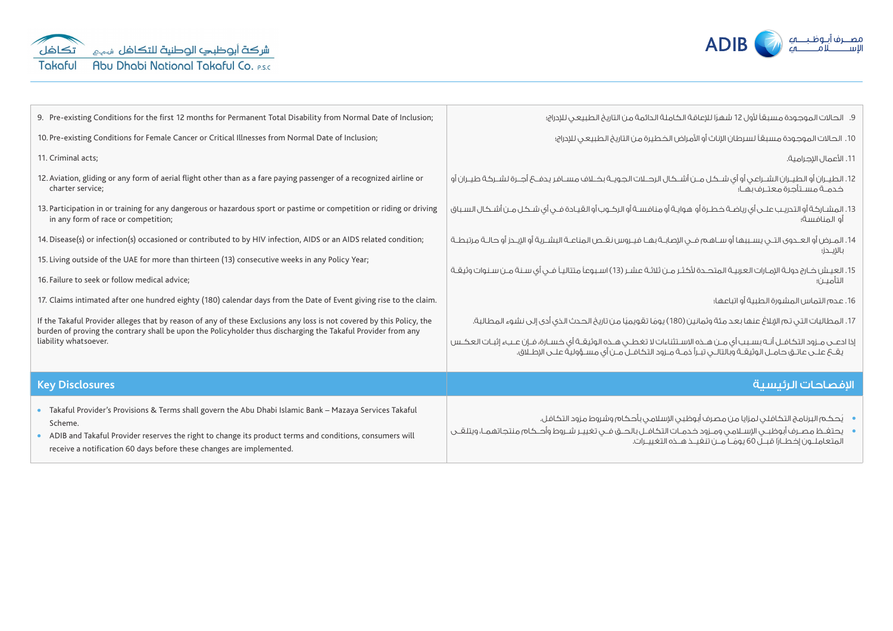| | |
|---|---|
| 9. Pre-existing Conditions for the first 12 months for Permanent Total Disability from Normal Date of Inclusion; | 9. الحالات الموجودة مسبقاً لأول 12 شهرًا للإعاقة الكاملة الدائمة من التاريخ الطبيعي للإدراج؛ |
| 10. Pre-existing Conditions for Female Cancer or Critical Illnesses from Normal Date of Inclusion; | 10. الحالات الموجودة مسبقاً لسرطان الإناث أو الأمراض الخطيرة من التاريخ الطبيعي للإدراج؛ |
| 11. Criminal acts; | 11. الأعمال الإجرامية. |
| 12. Aviation, gliding or any form of aerial flight other than as a fare paying passenger of a recognized airline or charter service; | 12. الطيران أو الطيران الشراعي أو أي شكل من أشكال الرحلات الجوية بخلاف مسافر يدفع أجرة لشركة طيران أو خدمة مستأجرة معترف بها؛ |
| 13. Participation in or training for any dangerous or hazardous sport or pastime or competition or riding or driving in any form of race or competition; | 13. المشاركة أو التدريب على أي رياضة خطرة أو هواية أو منافسة أو الركوب أو القيادة في أي شكل من أشكال السباق أو المنافسة؛ |
| 14. Disease(s) or infection(s) occasioned or contributed to by HIV infection, AIDS or an AIDS related condition; | 14. المرض أو العدوى التي يسببها أو ساهم في الإصابة بها فيروس نقص المناعة البشرية أو الإيدز أو حالة مرتبطة بالإيدز؛ |
| 15. Living outside of the UAE for more than thirteen (13) consecutive weeks in any Policy Year; | 15. العيش خارج دولة الإمارات العربية المتحدة لأكثر من ثلاثة عشر (13) اسبوعاً متتالياً في أي سنة من سنوات وثيقة التأمين؛ |
| 16. Failure to seek or follow medical advice; | 16. عدم التماس المشورة الطبية أو اتباعها؛ |
| 17. Claims intimated after one hundred eighty (180) calendar days from the Date of Event giving rise to the claim. | 17. المطالبات التي تم الإبلاغ عنها بعد مئة وثمانين (180) يومًا تقويميًا من تاريخ الحدث الذي أدى إلى نشوء المطالبة. |
| If the Takaful Provider alleges that by reason of any of these Exclusions any loss is not covered by this Policy, the burden of proving the contrary shall be upon the Policyholder thus discharging the Takaful Provider from any liability whatsoever. | إذا ادعى مزود التكافل أنه بسبب أي من هذه الاستثناءات لا تغطي هذه الوثيقة أي خسارة، فإن عبء إثبات العكس يقع على عاتق حامل الوثيقة وبالتالي تبرأ ذمة مزود التكافل من أي مسؤولية على الإطلاق. |

| Key Disclosures | الإفصاحات الرئيسية |
|---|---|
| • Takaful Provider's Provisions & Terms shall govern the Abu Dhabi Islamic Bank – Mazaya Services Takaful Scheme.<br>• ADIB and Takaful Provider reserves the right to change its product terms and conditions, consumers will receive a notification 60 days before these changes are implemented. | • يُحكم البرنامج التكافلي لمزايا من مصرف أبوظبي الإسلامي بأحكام وشروط مزود التكافل.<br>• يحتفظ مصرف أبوظبي الإسلامي ومزود خدمات التكافل بالحق في تغيير شروط وأحكام منتجاتهما، ويتلقى المتعاملون إخطارًا قبل 60 يومًا من تنفيذ هذه التغييرات. |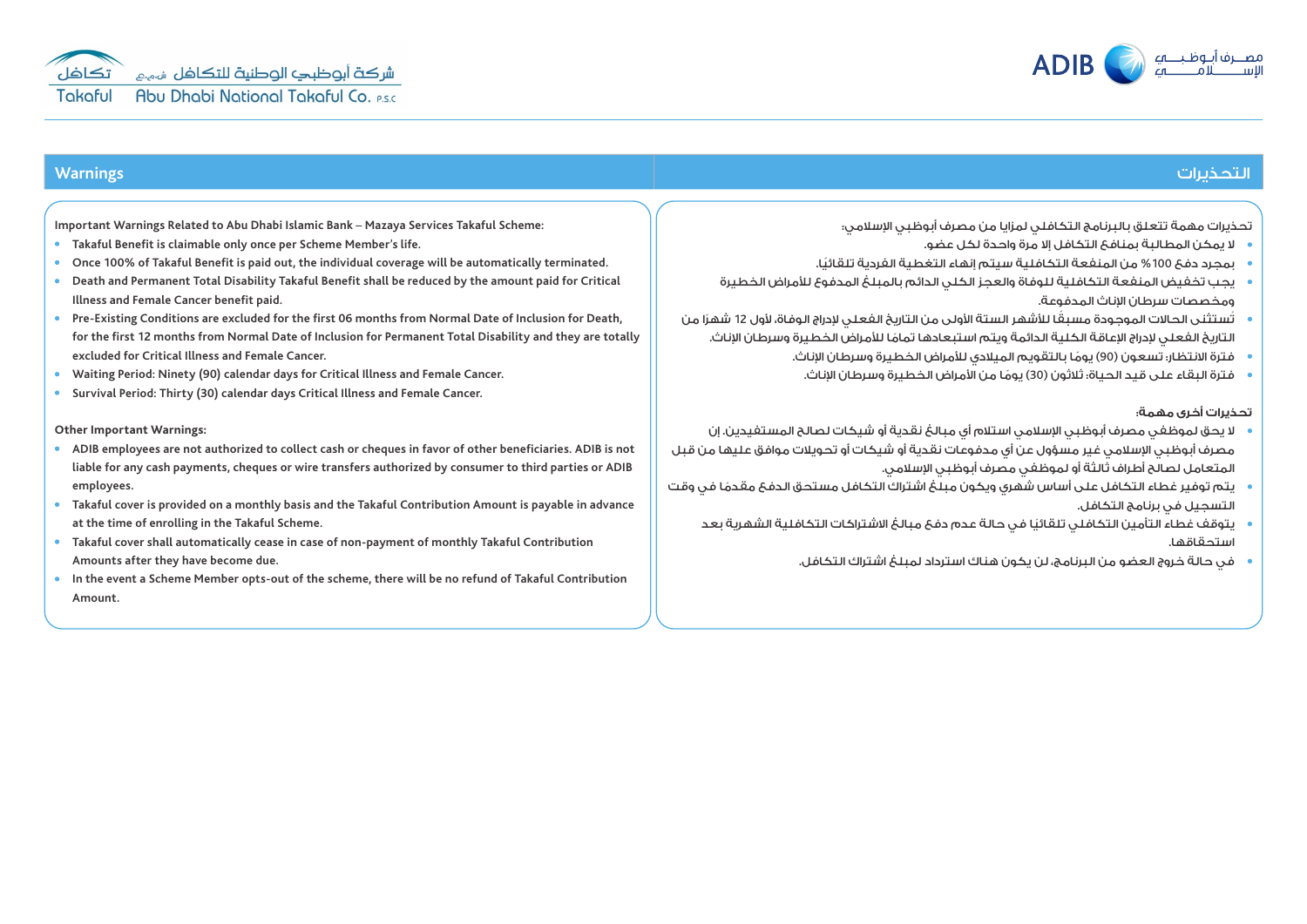## Warnings

**Important Warnings Related to Abu Dhabi Islamic Bank – Mazaya Services Takaful Scheme:**

- Takaful Benefit is claimable only once per Scheme Member's life.
- Once 100% of Takaful Benefit is paid out, the individual coverage will be automatically terminated.
- Death and Permanent Total Disability Takaful Benefit shall be reduced by the amount paid for Critical Illness and Female Cancer benefit paid.
- Pre-Existing Conditions are excluded for the first 06 months from Normal Date of Inclusion for Death, for the first 12 months from Normal Date of Inclusion for Permanent Total Disability and they are totally excluded for Critical Illness and Female Cancer.
- Waiting Period: Ninety (90) calendar days for Critical Illness and Female Cancer.
- Survival Period: Thirty (30) calendar days Critical Illness and Female Cancer.

**Other Important Warnings:**

- ADIB employees are not authorized to collect cash or cheques in favor of other beneficiaries. ADIB is not liable for any cash payments, cheques or wire transfers authorized by consumer to third parties or ADIB employees.
- Takaful cover is provided on a monthly basis and the Takaful Contribution Amount is payable in advance at the time of enrolling in the Takaful Scheme.
- Takaful cover shall automatically cease in case of non-payment of monthly Takaful Contribution Amounts after they have become due.
- In the event a Scheme Member opts-out of the scheme, there will be no refund of Takaful Contribution Amount.

## التحذيرات

**تحذيرات مهمة تتعلق بالبرنامج التكافلي لمزايا من مصرف أبوظبي الإسلامي:**

- لا يمكن المطالبة بمنافع التكافل إلا مرة واحدة لكل عضو.
- بمجرد دفع 100% من المنفعة التكافلية سيتم إنهاء التغطية الفردية تلقائيًا.
- يجب تخفيض المنفعة التكافلية للوفاة والعجز الكلي الدائم بالمبلغ المدفوع للأمراض الخطيرة ومخصصات سرطان الإناث المدفوعة.
- تُستثنى الحالات الموجودة مسبقًا للأشهر الستة الأولى من التاريخ الفعلي لإدراج الوفاة، لأول 12 شهرًا من التاريخ الفعلي لإدراج الإعاقة الكلية الدائمة ويتم استبعادها تمامًا للأمراض الخطيرة وسرطان الإناث.
- فترة الانتظار: تسعون (90) يومًا بالتقويم الميلادي للأمراض الخطيرة وسرطان الإناث.
- فترة البقاء على قيد الحياة: ثلاثون (30) يومًا من الأمراض الخطيرة وسرطان الإناث.

**تحذيرات أخرى مهمة:**

- لا يحق لموظفي مصرف أبوظبي الإسلامي استلام أي مبالغ نقدية أو شيكات لصالح المستفيدين. إن مصرف أبوظبي الإسلامي غير مسؤول عن أي مدفوعات نقدية أو شيكات أو تحويلات موافق عليها من قبل المتعامل لصالح أطراف ثالثة أو لموظفي مصرف أبوظبي الإسلامي.
- يتم توفير غطاء التكافل على أساس شهري ويكون مبلغ اشتراك التكافل مستحق الدفع مقدمًا في وقت التسجيل في برنامج التكافل.
- يتوقف غطاء التأمين التكافلي تلقائيًا في حالة عدم دفع مبالغ الاشتراكات التكافلية الشهرية بعد استحقاقها.
- في حالة خروج العضو من البرنامج، لن يكون هناك استرداد لمبلغ اشتراك التكافل.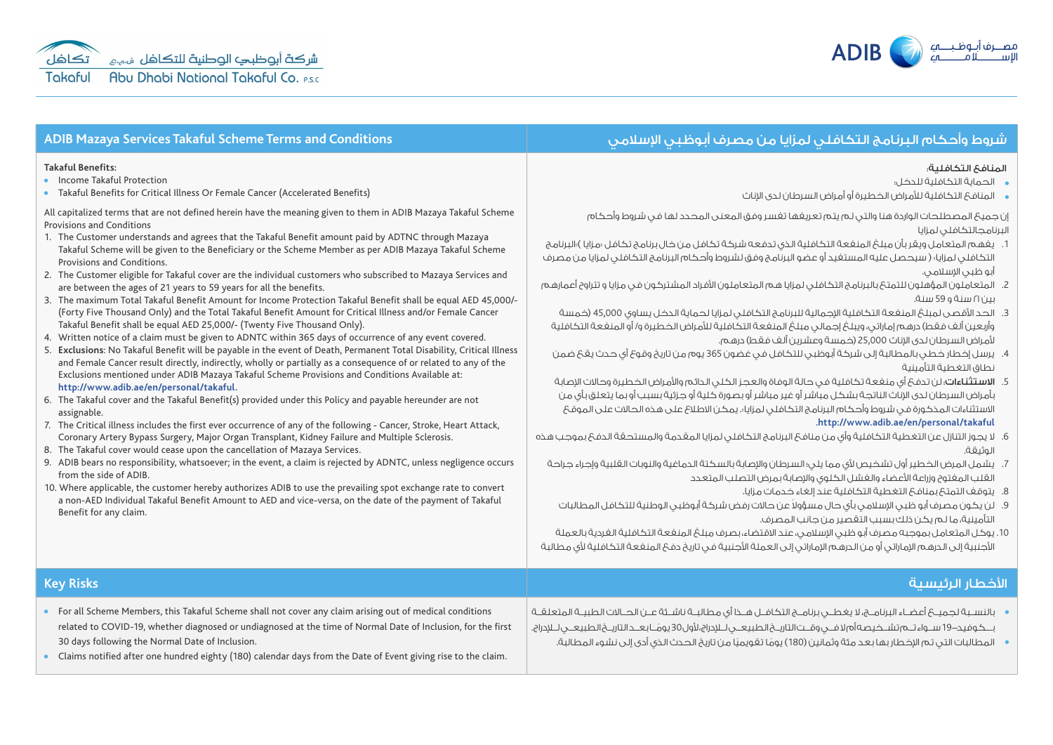ADIB مصرف أبوظبي الإسلامي

تكافل شركة أبوظبي الوطنية للتكافل ش.م.ع
Takaful Abu Dhabi National Takaful Co. P.S.C

## ADIB Mazaya Services Takaful Scheme Terms and Conditions

**Takaful Benefits:**

- Income Takaful Protection
- Takaful Benefits for Critical Illness Or Female Cancer (Accelerated Benefits)

All capitalized terms that are not defined herein have the meaning given to them in ADIB Mazaya Takaful Scheme Provisions and Conditions

1. The Customer understands and agrees that the Takaful Benefit amount paid by ADTNC through Mazaya Takaful Scheme will be given to the Beneficiary or the Scheme Member as per ADIB Mazaya Takaful Scheme Provisions and Conditions.
2. The Customer eligible for Takaful cover are the individual customers who subscribed to Mazaya Services and are between the ages of 21 years to 59 years for all the benefits.
3. The maximum Total Takaful Benefit Amount for Income Protection Takaful Benefit shall be equal AED 45,000/- (Forty Five Thousand Only) and the Total Takaful Benefit Amount for Critical Illness and/or Female Cancer Takaful Benefit shall be equal AED 25,000/- (Twenty Five Thousand Only).
4. Written notice of a claim must be given to ADNTC within 365 days of occurrence of any event covered.
5. **Exclusions**: No Takaful Benefit will be payable in the event of Death, Permanent Total Disability, Critical Illness and Female Cancer result directly, indirectly, wholly or partially as a consequence of or related to any of the Exclusions mentioned under ADIB Mazaya Takaful Scheme Provisions and Conditions Available at: http://www.adib.ae/en/personal/takaful.
6. The Takaful cover and the Takaful Benefit(s) provided under this Policy and payable hereunder are not assignable.
7. The Critical illness includes the first ever occurrence of any of the following - Cancer, Stroke, Heart Attack, Coronary Artery Bypass Surgery, Major Organ Transplant, Kidney Failure and Multiple Sclerosis.
8. The Takaful cover would cease upon the cancellation of Mazaya Services.
9. ADIB bears no responsibility, whatsoever; in the event, a claim is rejected by ADNTC, unless negligence occurs from the side of ADIB.
10. Where applicable, the customer hereby authorizes ADIB to use the prevailing spot exchange rate to convert a non-AED Individual Takaful Benefit Amount to AED and vice-versa, on the date of the payment of Takaful Benefit for any claim.

## شروط وأحكام البرنامج التكافلي لمزايا من مصرف أبوظبي الإسلامي

**المنافع التكافلية:**

- الحماية التكافلية للدخل.
- المنافع التكافلية للأمراض الخطيرة أو أمراض السرطان لدى الإناث

إن جميع المصطلحات الواردة هنا والتي لم يتم تعريفها تفسر وفق المعنى المحدد لها في شروط وأحكام البرنامجالتكافلي لمزايا

1. يفهم المتعامل ويقر بأن مبلغ المنفعة التكافلية الذي تدفعه شركة تكافل من خال برنامج تكافل «مزايا »(البرنامج التكافلي لمزايا) ( سيحصل عليه المستفيد أو عضو البرنامج وفق لشروط وأحكام البرنامج التكافلي لمزايا من مصرف أبو ظبي الإسلامي.
2. المتعاملون المؤهلون للتمتع بالبرنامج التكافلي لمزايا هم المتعاملون الأفراد المشتركون في مزايا و تتراوح أعمارهم بين ٢١ سنة و 59 سنة.
3. الحد الأقصى لمبلغ المنفعة التكافلية الإجمالية للبرنامج التكافلي لمزايا لحماية الدخل يساوي 45,000 (خمسة وأربعين ألف فقط) درهم إماراتي، ويبلغ إجمالي مبلغ المنفعة التكافلية للأمراض الخطيرة و/ أو المنفعة التكافلية لأمراض السرطان لدى الإناث 25,000 (خمسة وعشرين ألف فقط) درهم.
4. يرسل إخطار خطي بالمطالبة إلى شركة أبوظبي للتكافل في غضون 365 يوم من تاريخ وقوع أي حدث يقع ضمن نطاق التغطية التأمينية
5. **الاستثناءات**: لن تدفع أي منفعة تكافلية في حالة الوفاة والعجز الكلي الدائم والأمراض الخطيرة وحالات الإصابة بأمراض السرطان لدى الإناث الناتجة بشكل مباشر أو غير مباشر أو بصورة كلية أو جزئية بسبب أو بما يتعلق بأي من الاستثناءات المذكورة في شروط وأحكام البرنامج التكافلي لمزايا. يمكن الاطلاع على هذه الحالات على الموقع http://www.adib.ae/en/personal/takaful.
6. لا يجوز التنازل عن التغطية التكافلية وأي من منافع البرنامج التكافلي لمزايا المقدمة والمستحقة الدفع بموجب هذه الوثيقة.
7. يشمل المرض الخطير أول تشخيص لأي مما يلي: السرطان والإصابة بالسكتة الدماغية والنوبات القلبية وإجراء جراحة القلب المفتوح وزراعة الأعضاء والفشل الكلوي والإصابة بمرض التصلب المتعدد
8. يتوقف التمتع بمنافع التغطية التكافلية عند إلغاء خدمات مزايا.
9. لن يكون مصرف أبو ظبي الإسلامي بأي حال مسؤولاً عن حالات رفض شركة أبوظبي الوطنية للتكافل المطالبات التأمينية، ما لم يكن ذلك بسبب التقصير من جانب المصرف.
10. يوكل المتعامل بموجبه مصرف أبو ظبي الإسلامي، عند الاقتضاء، بصرف مبلغ المنفعة التكافلية الفردية بالعملة الأجنبية إلى الدرهم الإماراتي أو من الدرهم الإماراتي إلى العملة الأجنبية في تاريخ دفع المنفعة التكافلية لأي مطالبة

## Key Risks

- For all Scheme Members, this Takaful Scheme shall not cover any claim arising out of medical conditions related to COVID-19, whether diagnosed or undiagnosed at the time of Normal Date of Inclusion, for the first 30 days following the Normal Date of Inclusion.
- Claims notified after one hundred eighty (180) calendar days from the Date of Event giving rise to the claim.

## الأخطار الرئيسية

- بالنسبة لجميع أعضاء البرنامج، لا يغطي برنامج التكافل هذا أي مطالبة ناشئة عن الحالات الطبية المتعلقة بـكوفيد-19 سواء تم تشخيصها أم لا في وقت التاريخ الطبيعي للإدراج، لأول 30 يومًا بعد التاريخ الطبيعي للإدراج.
- المطالبات التي تم الإخطار بها بعد مئة وثمانين (180) يومًا تقويميًا من تاريخ الحدث الذي أدى إلى نشوء المطالبة.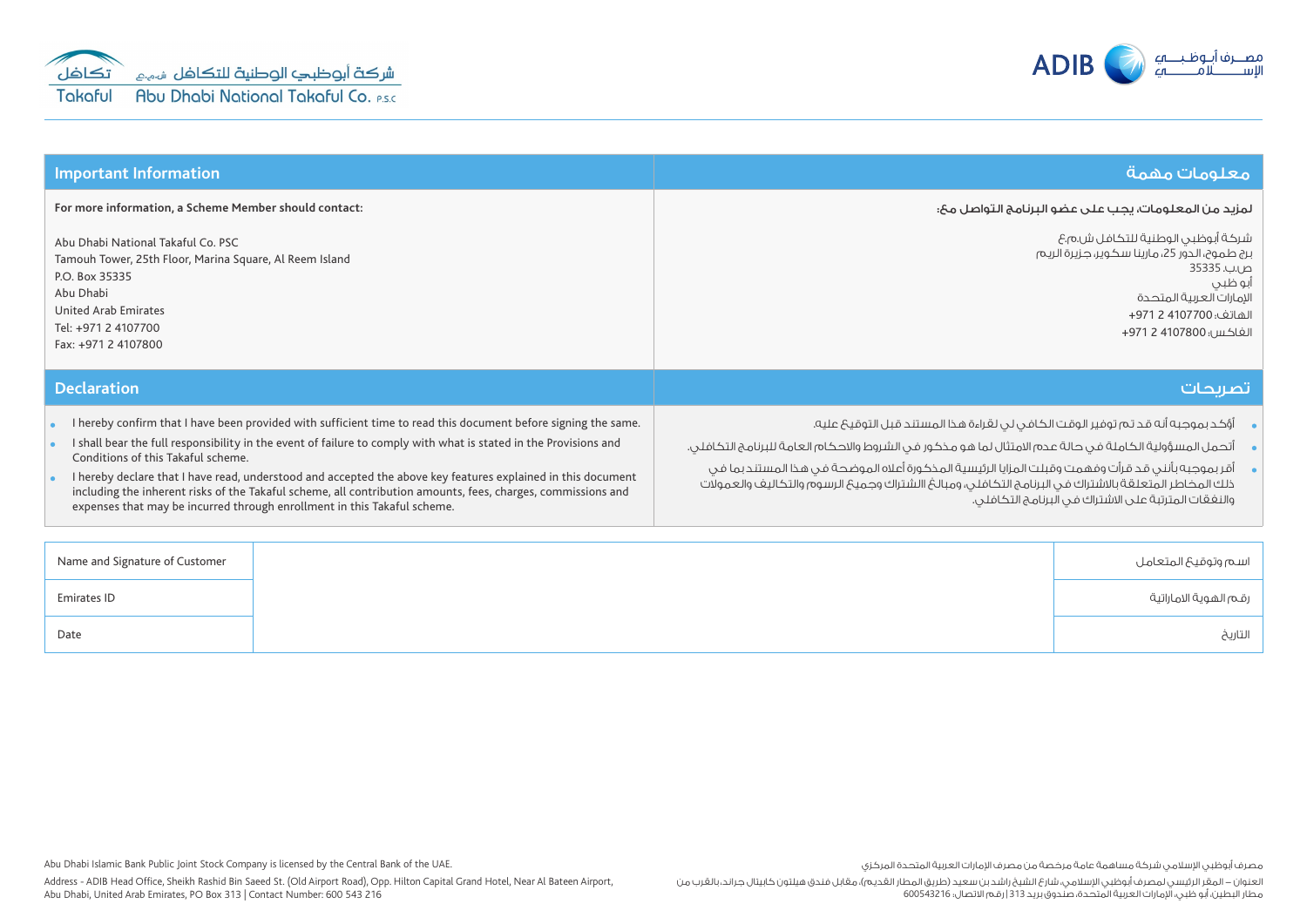## Important Information

## معلومات مهمة

**For more information, a Scheme Member should contact:**

Abu Dhabi National Takaful Co. PSC
Tamouh Tower, 25th Floor, Marina Square, Al Reem Island
P.O. Box 35335
Abu Dhabi
United Arab Emirates
Tel: +971 2 4107700
Fax: +971 2 4107800

**لمزيد من المعلومات، يجب على عضو البرنامج التواصل مع:**

شركة أبوظبي الوطنية للتكافل ش.م.ع
برج طموح، الدور 25، مارينا سكوير، جزيرة الريم
ص.ب. 35335
أبو ظبي
الإمارات العربية المتحدة
الهاتف: 4107700 2 971+
الفاكس: 4107800 2 971+

## Declaration

## تصريحات

- I hereby confirm that I have been provided with sufficient time to read this document before signing the same.
- I shall bear the full responsibility in the event of failure to comply with what is stated in the Provisions and Conditions of this Takaful scheme.
- I hereby declare that I have read, understood and accepted the above key features explained in this document including the inherent risks of the Takaful scheme, all contribution amounts, fees, charges, commissions and expenses that may be incurred through enrollment in this Takaful scheme.

- أؤكد بموجبه أنه قد تم توفير الوقت الكافي لي لقراءة هذا المستند قبل التوقيع عليه.
- أتحمل المسؤولية الكاملة في حالة عدم الامتثال لما هو مذكور في الشروط والاحكام العامة للبرنامج التكافلي.
- أقر بموجبه بأنني قد قرأت وفهمت وقبلت المزايا الرئيسية المذكورة أعلاه الموضحة في هذا المستند بما في ذلك المخاطر المتعلقة بالاشتراك في البرنامج التكافلي، ومبالغ الاشتراك وجميع الرسوم والتكاليف والعمولات والنفقات المترتبة على الاشتراك في البرنامج التكافلي.

| | | |
|---|---|---|
| Name and Signature of Customer | | اسم وتوقيع المتعامل |
| Emirates ID | | رقم الهوية الاماراتية |
| Date | | التاريخ |

Abu Dhabi Islamic Bank Public Joint Stock Company is licensed by the Central Bank of the UAE.

Address - ADIB Head Office, Sheikh Rashid Bin Saeed St. (Old Airport Road), Opp. Hilton Capital Grand Hotel, Near Al Bateen Airport, Abu Dhabi, United Arab Emirates, PO Box 313 | Contact Number: 600 543 216

مصرف أبوظبي الإسلامي شركة مساهمة عامة مرخصة من مصرف الإمارات العربية المتحدة المركزي

العنوان – المقر الرئيسي لمصرف أبوظبي الإسلامي، شارع الشيخ راشد بن سعيد (طريق المطار القديم)، مقابل فندق هيلتون كابيتال جراند، بالقرب من مطار البطين، أبو ظبي، الإمارات العربية المتحدة، صندوق بريد 313 | رقم الاتصال: 600543216